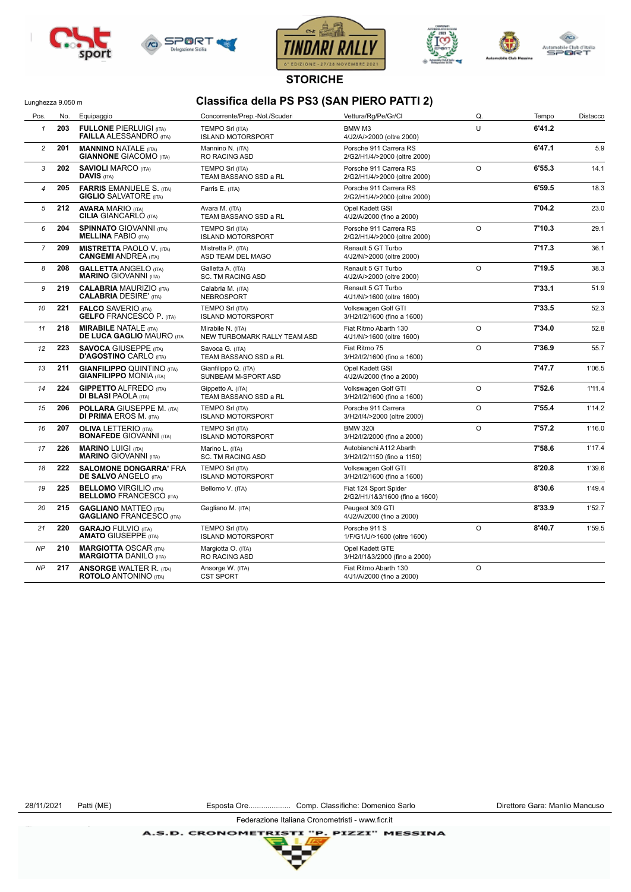# STORICHE

Lunghezza 9.050 m

## Classifica della PS PS3 (SAN PIERO PATTI 2)

| Pos. | No. | Equipaggio | Concorrente/Prep.-Nol./Scuder | Vettura/Rg/Pe/Gr/Cl | Q. | Tempo | Distacco |
|---|---|---|---|---|---|---|---|
| *1* | **203** | **FULLONE** PIERLUIGI (ITA)<br>**FAILLA** ALESSANDRO (ITA) | TEMPO Srl (ITA)<br>ISLAND MOTORSPORT | BMW M3<br>4/J2/A/>2000 (oltre 2000) | U | **6'41.2** | |
| *2* | **201** | **MANNINO** NATALE (ITA)<br>**GIANNONE** GIACOMO (ITA) | Mannino N. (ITA)<br>RO RACING ASD | Porsche 911 Carrera RS<br>2/G2/H1/4/>2000 (oltre 2000) | | **6'47.1** | 5.9 |
| *3* | **202** | **SAVIOLI** MARCO (ITA)<br>**DAVIS** (ITA) | TEMPO Srl (ITA)<br>TEAM BASSANO SSD a RL | Porsche 911 Carrera RS<br>2/G2/H1/4/>2000 (oltre 2000) | O | **6'55.3** | 14.1 |
| *4* | **205** | **FARRIS** EMANUELE S. (ITA)<br>**GIGLIO** SALVATORE (ITA) | Farris E. (ITA) | Porsche 911 Carrera RS<br>2/G2/H1/4/>2000 (oltre 2000) | | **6'59.5** | 18.3 |
| *5* | **212** | **AVARA** MARIO (ITA)<br>**CILIA** GIANCARLO (ITA) | Avara M. (ITA)<br>TEAM BASSANO SSD a RL | Opel Kadett GSI<br>4/J2/A/2000 (fino a 2000) | | **7'04.2** | 23.0 |
| *6* | **204** | **SPINNATO** GIOVANNI (ITA)<br>**MELLINA** FABIO (ITA) | TEMPO Srl (ITA)<br>ISLAND MOTORSPORT | Porsche 911 Carrera RS<br>2/G2/H1/4/>2000 (oltre 2000) | O | **7'10.3** | 29.1 |
| *7* | **209** | **MISTRETTA** PAOLO V. (ITA)<br>**CANGEMI** ANDREA (ITA) | Mistretta P. (ITA)<br>ASD TEAM DEL MAGO | Renault 5 GT Turbo<br>4/J2/N/>2000 (oltre 2000) | | **7'17.3** | 36.1 |
| *8* | **208** | **GALLETTA** ANGELO (ITA)<br>**MARINO** GIOVANNI (ITA) | Galletta A. (ITA)<br>SC. TM RACING ASD | Renault 5 GT Turbo<br>4/J2/A/>2000 (oltre 2000) | O | **7'19.5** | 38.3 |
| *9* | **219** | **CALABRIA** MAURIZIO (ITA)<br>**CALABRIA** DESIRE' (ITA) | Calabria M. (ITA)<br>NEBROSPORT | Renault 5 GT Turbo<br>4/J1/N/>1600 (oltre 1600) | | **7'33.1** | 51.9 |
| *10* | **221** | **FALCO** SAVERIO (ITA)<br>**GELFO** FRANCESCO P. (ITA) | TEMPO Srl (ITA)<br>ISLAND MOTORSPORT | Volkswagen Golf GTI<br>3/H2/I/2/1600 (fino a 1600) | | **7'33.5** | 52.3 |
| *11* | **218** | **MIRABILE** NATALE (ITA)<br>**DE LUCA GAGLIO** MAURO (ITA) | Mirabile N. (ITA)<br>NEW TURBOMARK RALLY TEAM ASD | Fiat Ritmo Abarth 130<br>4/J1/N/>1600 (oltre 1600) | O | **7'34.0** | 52.8 |
| *12* | **223** | **SAVOCA** GIUSEPPE (ITA)<br>**D'AGOSTINO** CARLO (ITA) | Savoca G. (ITA)<br>TEAM BASSANO SSD a RL | Fiat Ritmo 75<br>3/H2/I/2/1600 (fino a 1600) | O | **7'36.9** | 55.7 |
| *13* | **211** | **GIANFILIPPO** QUINTINO (ITA)<br>**GIANFILIPPO** MONIA (ITA) | Gianfilippo Q. (ITA)<br>SUNBEAM M-SPORT ASD | Opel Kadett GSI<br>4/J2/A/2000 (fino a 2000) | | **7'47.7** | 1'06.5 |
| *14* | **224** | **GIPPETTO** ALFREDO (ITA)<br>**DI BLASI** PAOLA (ITA) | Gippetto A. (ITA)<br>TEAM BASSANO SSD a RL | Volkswagen Golf GTI<br>3/H2/I/2/1600 (fino a 1600) | O | **7'52.6** | 1'11.4 |
| *15* | **206** | **POLLARA** GIUSEPPE M. (ITA)<br>**DI PRIMA** EROS M. (ITA) | TEMPO Srl (ITA)<br>ISLAND MOTORSPORT | Porsche 911 Carrera<br>3/H2/I/4/>2000 (oltre 2000) | O | **7'55.4** | 1'14.2 |
| *16* | **207** | **OLIVA** LETTERIO (ITA)<br>**BONAFEDE** GIOVANNI (ITA) | TEMPO Srl (ITA)<br>ISLAND MOTORSPORT | BMW 320i<br>3/H2/I/2/2000 (fino a 2000) | O | **7'57.2** | 1'16.0 |
| *17* | **226** | **MARINO** LUIGI (ITA)<br>**MARINO** GIOVANNI (ITA) | Marino L. (ITA)<br>SC. TM RACING ASD | Autobianchi A112 Abarth<br>3/H2/I/2/1150 (fino a 1150) | | **7'58.6** | 1'17.4 |
| *18* | **222** | **SALOMONE DONGARRA'** FRA<br>**DE SALVO** ANGELO (ITA) | TEMPO Srl (ITA)<br>ISLAND MOTORSPORT | Volkswagen Golf GTI<br>3/H2/I/2/1600 (fino a 1600) | | **8'20.8** | 1'39.6 |
| *19* | **225** | **BELLOMO** VIRGILIO (ITA)<br>**BELLOMO** FRANCESCO (ITA) | Bellomo V. (ITA) | Fiat 124 Sport Spider<br>2/G2/H1/1&3/1600 (fino a 1600) | | **8'30.6** | 1'49.4 |
| *20* | **215** | **GAGLIANO** MATTEO (ITA)<br>**GAGLIANO** FRANCESCO (ITA) | Gagliano M. (ITA) | Peugeot 309 GTI<br>4/J2/A/2000 (fino a 2000) | | **8'33.9** | 1'52.7 |
| *21* | **220** | **GARAJO** FULVIO (ITA)<br>**AMATO** GIUSEPPE (ITA) | TEMPO Srl (ITA)<br>ISLAND MOTORSPORT | Porsche 911 S<br>1/F/G1/U/>1600 (oltre 1600) | O | **8'40.7** | 1'59.5 |
| *NP* | **210** | **MARGIOTTA** OSCAR (ITA)<br>**MARGIOTTA** DANILO (ITA) | Margiotta O. (ITA)<br>RO RACING ASD | Opel Kadett GTE<br>3/H2/I/1&3/2000 (fino a 2000) | | | |
| *NP* | **217** | **ANSORGE** WALTER R. (ITA)<br>**ROTOLO** ANTONINO (ITA) | Ansorge W. (ITA)<br>CST SPORT | Fiat Ritmo Abarth 130<br>4/J1/A/2000 (fino a 2000) | O | | |

28/11/2021 Patti (ME) Esposta Ore.................... Comp. Classifiche: Domenico Sarlo Direttore Gara: Manlio Mancuso

Federazione Italiana Cronometristi - www.ficr.it

A.S.D. CRONOMETRISTI "P. PIZZI" MESSINA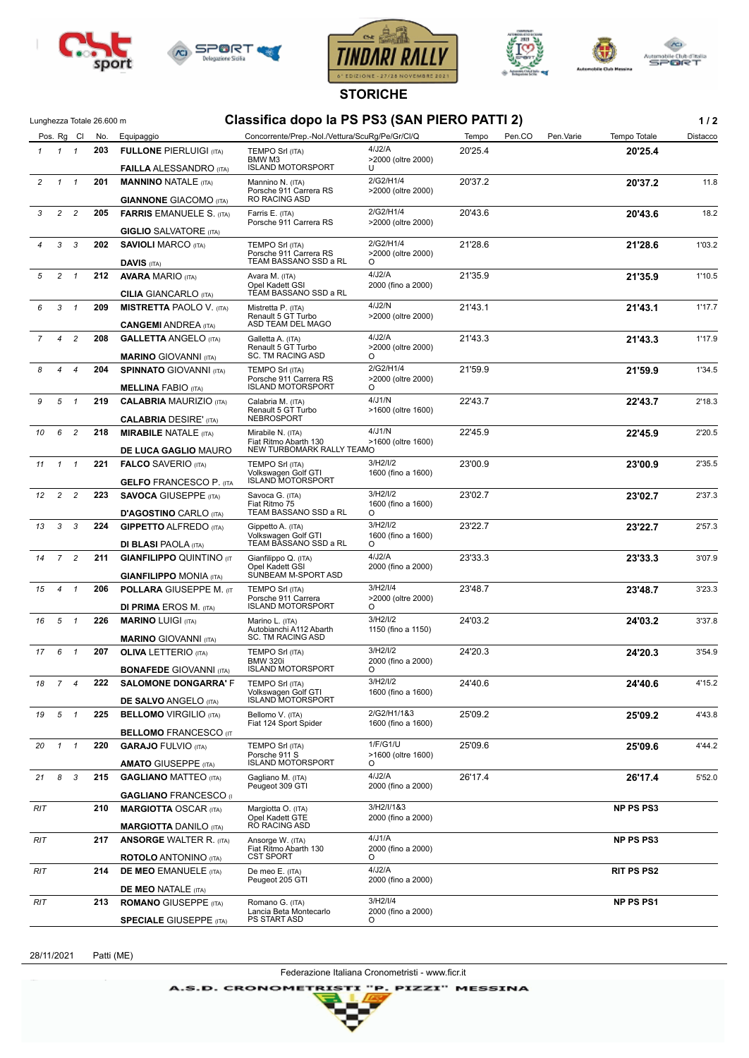# TINDARI RALLY

## STORICHE

Lunghezza Totale 26.600 m

## Classifica dopo la PS PS3 (SAN PIERO PATTI 2)

| Pos. | Rg | Cl | No. | Equipaggio | Concorrente/Prep.-Nol./Vettura/ScuRg/Pe/Gr/Cl/Q | | Tempo | Pen.CO | Pen.Varie | Tempo Totale | Distacco |
|---|---|---|---|---|---|---|---|---|---|---|---|
| 1 | 1 | 1 | 203 | **FULLONE PIERLUIGI** (ITA) / **FAILLA ALESSANDRO** (ITA) | TEMPO Srl (ITA) / BMW M3 / ISLAND MOTORSPORT | 4/J2/A / >2000 (oltre 2000) / U | 20'25.4 | | | **20'25.4** | |
| 2 | 1 | 1 | 201 | **MANNINO NATALE** (ITA) / **GIANNONE GIACOMO** (ITA) | Mannino N. (ITA) / Porsche 911 Carrera RS / RO RACING ASD | 2/G2/H1/4 / >2000 (oltre 2000) | 20'37.2 | | | **20'37.2** | 11.8 |
| 3 | 2 | 2 | 205 | **FARRIS EMANUELE S.** (ITA) / **GIGLIO SALVATORE** (ITA) | Farris E. (ITA) / Porsche 911 Carrera RS | 2/G2/H1/4 / >2000 (oltre 2000) | 20'43.6 | | | **20'43.6** | 18.2 |
| 4 | 3 | 3 | 202 | **SAVIOLI MARCO** (ITA) / **DAVIS** (ITA) | TEMPO Srl (ITA) / Porsche 911 Carrera RS / TEAM BASSANO SSD a RL | 2/G2/H1/4 / >2000 (oltre 2000) / O | 21'28.6 | | | **21'28.6** | 1'03.2 |
| 5 | 2 | 1 | 212 | **AVARA MARIO** (ITA) / **CILIA GIANCARLO** (ITA) | Avara M. (ITA) / Opel Kadett GSI / TEAM BASSANO SSD a RL | 4/J2/A / 2000 (fino a 2000) | 21'35.9 | | | **21'35.9** | 1'10.5 |
| 6 | 3 | 1 | 209 | **MISTRETTA PAOLO V.** (ITA) / **CANGEMI ANDREA** (ITA) | Mistretta P. (ITA) / Renault 5 GT Turbo / ASD TEAM DEL MAGO | 4/J2/N / >2000 (oltre 2000) | 21'43.1 | | | **21'43.1** | 1'17.7 |
| 7 | 4 | 2 | 208 | **GALLETTA ANGELO** (ITA) / **MARINO GIOVANNI** (ITA) | Galletta A. (ITA) / Renault 5 GT Turbo / SC. TM RACING ASD | 4/J2/A / >2000 (oltre 2000) / O | 21'43.3 | | | **21'43.3** | 1'17.9 |
| 8 | 4 | 4 | 204 | **SPINNATO GIOVANNI** (ITA) / **MELLINA FABIO** (ITA) | TEMPO Srl (ITA) / Porsche 911 Carrera RS / ISLAND MOTORSPORT | 2/G2/H1/4 / >2000 (oltre 2000) / O | 21'59.9 | | | **21'59.9** | 1'34.5 |
| 9 | 5 | 1 | 219 | **CALABRIA MAURIZIO** (ITA) / **CALABRIA DESIRE'** (ITA) | Calabria M. (ITA) / Renault 5 GT Turbo / NEBROSPORT | 4/J1/N / >1600 (oltre 1600) | 22'43.7 | | | **22'43.7** | 2'18.3 |
| 10 | 6 | 2 | 218 | **MIRABILE NATALE** (ITA) / **DE LUCA GAGLIO MAURO** | Mirabile N. (ITA) / Fiat Ritmo Abarth 130 / NEW TURBOMARK RALLY TEAMO | 4/J1/N / >1600 (oltre 1600) | 22'45.9 | | | **22'45.9** | 2'20.5 |
| 11 | 1 | 1 | 221 | **FALCO SAVERIO** (ITA) / **GELFO FRANCESCO P.** (ITA | TEMPO Srl (ITA) / Volkswagen Golf GTI / ISLAND MOTORSPORT | 3/H2/I/2 / 1600 (fino a 1600) | 23'00.9 | | | **23'00.9** | 2'35.5 |
| 12 | 2 | 2 | 223 | **SAVOCA GIUSEPPE** (ITA) / **D'AGOSTINO CARLO** (ITA) | Savoca G. (ITA) / Fiat Ritmo 75 / TEAM BASSANO SSD a RL | 3/H2/I/2 / 1600 (fino a 1600) / O | 23'02.7 | | | **23'02.7** | 2'37.3 |
| 13 | 3 | 3 | 224 | **GIPPETTO ALFREDO** (ITA) / **DI BLASI PAOLA** (ITA) | Gippetto A. (ITA) / Volkswagen Golf GTI / TEAM BASSANO SSD a RL | 3/H2/I/2 / 1600 (fino a 1600) / O | 23'22.7 | | | **23'22.7** | 2'57.3 |
| 14 | 7 | 2 | 211 | **GIANFILIPPO QUINTINO** (IT / **GIANFILIPPO MONIA** (ITA) | Gianfilippo Q. (ITA) / Opel Kadett GSI / SUNBEAM M-SPORT ASD | 4/J2/A / 2000 (fino a 2000) | 23'33.3 | | | **23'33.3** | 3'07.9 |
| 15 | 4 | 1 | 206 | **POLLARA GIUSEPPE M.** (IT / **DI PRIMA EROS M.** (ITA) | TEMPO Srl (ITA) / Porsche 911 Carrera / ISLAND MOTORSPORT | 3/H2/I/4 / >2000 (oltre 2000) / O | 23'48.7 | | | **23'48.7** | 3'23.3 |
| 16 | 5 | 1 | 226 | **MARINO LUIGI** (ITA) / **MARINO GIOVANNI** (ITA) | Marino L. (ITA) / Autobianchi A112 Abarth / SC. TM RACING ASD | 3/H2/I/2 / 1150 (fino a 1150) | 24'03.2 | | | **24'03.2** | 3'37.8 |
| 17 | 6 | 1 | 207 | **OLIVA LETTERIO** (ITA) / **BONAFEDE GIOVANNI** (ITA) | TEMPO Srl (ITA) / BMW 320i / ISLAND MOTORSPORT | 3/H2/I/2 / 2000 (fino a 2000) / O | 24'20.3 | | | **24'20.3** | 3'54.9 |
| 18 | 7 | 4 | 222 | **SALOMONE DONGARRA' F** / **DE SALVO ANGELO** (ITA) | TEMPO Srl (ITA) / Volkswagen Golf GTI / ISLAND MOTORSPORT | 3/H2/I/2 / 1600 (fino a 1600) | 24'40.6 | | | **24'40.6** | 4'15.2 |
| 19 | 5 | 1 | 225 | **BELLOMO VIRGILIO** (ITA) / **BELLOMO FRANCESCO** (IT | Bellomo V. (ITA) / Fiat 124 Sport Spider | 2/G2/H1/1&3 / 1600 (fino a 1600) | 25'09.2 | | | **25'09.2** | 4'43.8 |
| 20 | 1 | 1 | 220 | **GARAJO FULVIO** (ITA) / **AMATO GIUSEPPE** (ITA) | TEMPO Srl (ITA) / Porsche 911 S / ISLAND MOTORSPORT | 1/F/G1/U / >1600 (oltre 1600) / O | 25'09.6 | | | **25'09.6** | 4'44.2 |
| 21 | 8 | 3 | 215 | **GAGLIANO MATTEO** (ITA) / **GAGLIANO FRANCESCO** (I | Gagliano M. (ITA) / Peugeot 309 GTI | 4/J2/A / 2000 (fino a 2000) | 26'17.4 | | | **26'17.4** | 5'52.0 |
| RIT | | | 210 | **MARGIOTTA OSCAR** (ITA) / **MARGIOTTA DANILO** (ITA) | Margiotta O. (ITA) / Opel Kadett GTE / RO RACING ASD | 3/H2/I/1&3 / 2000 (fino a 2000) | | | | **NP PS PS3** | |
| RIT | | | 217 | **ANSORGE WALTER R.** (ITA) / **ROTOLO ANTONINO** (ITA) | Ansorge W. (ITA) / Fiat Ritmo Abarth 130 / CST SPORT | 4/J1/A / 2000 (fino a 2000) / O | | | | **NP PS PS3** | |
| RIT | | | 214 | **DE MEO EMANUELE** (ITA) / **DE MEO NATALE** (ITA) | De meo E. (ITA) / Peugeot 205 GTI | 4/J2/A / 2000 (fino a 2000) | | | | **RIT PS PS2** | |
| RIT | | | 213 | **ROMANO GIUSEPPE** (ITA) / **SPECIALE GIUSEPPE** (ITA) | Romano G. (ITA) / Lancia Beta Montecarlo / PS START ASD | 3/H2/I/4 / 2000 (fino a 2000) / O | | | | **NP PS PS1** | |

28/11/2021 Patti (ME)

Federazione Italiana Cronometristi - www.ficr.it

A.S.D. CRONOMETRISTI "P. PIZZI" MESSINA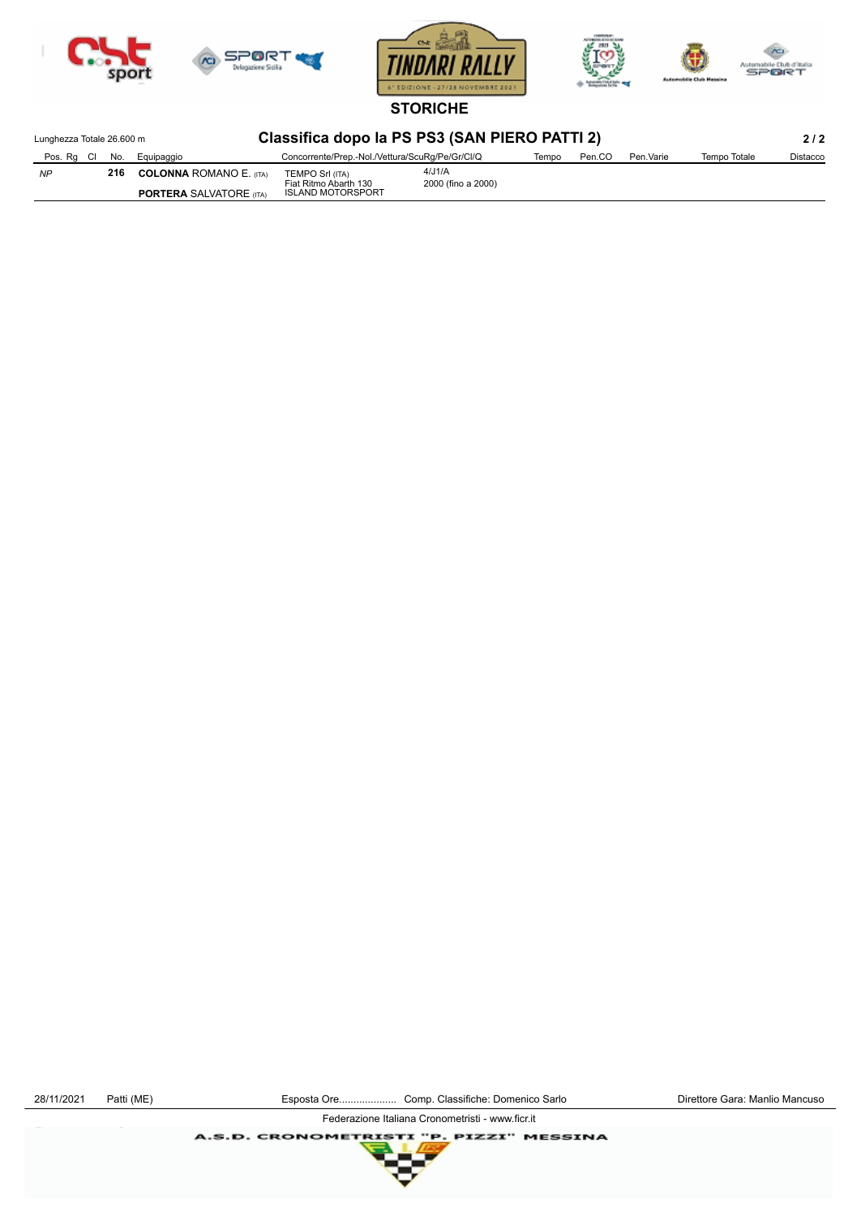**STORICHE**

Lunghezza Totale 26.600 m

## Classifica dopo la PS PS3 (SAN PIERO PATTI 2)

| Pos. Rg | Cl | No. | Equipaggio | Concorrente/Prep.-Nol./Vettura/ScuRg/Pe/Gr/Cl/Q | | Tempo | Pen.CO | Pen.Varie | Tempo Totale | Distacco |
|---|---|---|---|---|---|---|---|---|---|---|
| *NP* | | **216** | **COLONNA** ROMANO E. (ITA)<br>**PORTERA** SALVATORE (ITA) | TEMPO Srl (ITA)<br>Fiat Ritmo Abarth 130<br>ISLAND MOTORSPORT | 4/J1/A<br>2000 (fino a 2000) | | | | | |

28/11/2021 Patti (ME) Esposta Ore.................... Comp. Classifiche: Domenico Sarlo Direttore Gara: Manlio Mancuso

Federazione Italiana Cronometristi - www.ficr.it

A.S.D. CRONOMETRISTI "P. PIZZI" MESSINA